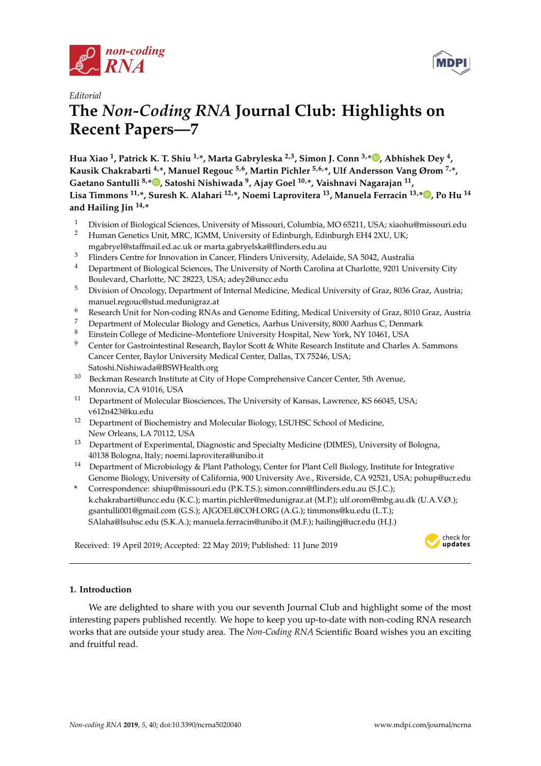*Editorial*

# The *Non-Coding RNA* Journal Club: Highlights on Recent Papers—7

**Hua Xiao [1], Patrick K. T. Shiu [1,*], Marta Gabryleska [2,3], Simon J. Conn [3,*], Abhishek Dey [4], Kausik Chakrabarti [4,*], Manuel Regouc [5,6], Martin Pichler [5,6,*], Ulf Andersson Vang Ørom [7,*], Gaetano Santulli [8,*], Satoshi Nishiwada [9], Ajay Goel [10,*], Vaishnavi Nagarajan [11], Lisa Timmons [11,*], Suresh K. Alahari [12,*], Noemi Laprovitera [13], Manuela Ferracin [13,*], Po Hu [14] and Hailing Jin [14,*]**

1. Division of Biological Sciences, University of Missouri, Columbia, MO 65211, USA; xiaohu@missouri.edu
2. Human Genetics Unit, MRC, IGMM, University of Edinburgh, Edinburgh EH4 2XU, UK; mgabryel@staffmail.ed.ac.uk or marta.gabryelska@flinders.edu.au
3. Flinders Centre for Innovation in Cancer, Flinders University, Adelaide, SA 5042, Australia
4. Department of Biological Sciences, The University of North Carolina at Charlotte, 9201 University City Boulevard, Charlotte, NC 28223, USA; adey2@uncc.edu
5. Division of Oncology, Department of Internal Medicine, Medical University of Graz, 8036 Graz, Austria; manuel.regouc@stud.medunigraz.at
6. Research Unit for Non-coding RNAs and Genome Editing, Medical University of Graz, 8010 Graz, Austria
7. Department of Molecular Biology and Genetics, Aarhus University, 8000 Aarhus C, Denmark
8. Einstein College of Medicine–Montefiore University Hospital, New York, NY 10461, USA
9. Center for Gastrointestinal Research, Baylor Scott & White Research Institute and Charles A. Sammons Cancer Center, Baylor University Medical Center, Dallas, TX 75246, USA; Satoshi.Nishiwada@BSWHealth.org
10. Beckman Research Institute at City of Hope Comprehensive Cancer Center, 5th Avenue, Monrovia, CA 91016, USA
11. Department of Molecular Biosciences, The University of Kansas, Lawrence, KS 66045, USA; v612n423@ku.edu
12. Department of Biochemistry and Molecular Biology, LSUHSC School of Medicine, New Orleans, LA 70112, USA
13. Department of Experimental, Diagnostic and Specialty Medicine (DIMES), University of Bologna, 40138 Bologna, Italy; noemi.laprovitera@unibo.it
14. Department of Microbiology & Plant Pathology, Center for Plant Cell Biology, Institute for Integrative Genome Biology, University of California, 900 University Ave., Riverside, CA 92521, USA; pohup@ucr.edu

\* Correspondence: shiup@missouri.edu (P.K.T.S.); simon.conn@flinders.edu.au (S.J.C.); k.chakrabarti@uncc.edu (K.C.); martin.pichler@medunigraz.at (M.P.); ulf.orom@mbg.au.dk (U.A.V.Ø.); gsantulli001@gmail.com (G.S.); AJGOEL@COH.ORG (A.G.); timmons@ku.edu (L.T.); SAlaha@lsuhsc.edu (S.K.A.); manuela.ferracin@unibo.it (M.F.); hailingj@ucr.edu (H.J.)

Received: 19 April 2019; Accepted: 22 May 2019; Published: 11 June 2019

## 1. Introduction

We are delighted to share with you our seventh Journal Club and highlight some of the most interesting papers published recently. We hope to keep you up-to-date with non-coding RNA research works that are outside your study area. The *Non-Coding RNA* Scientific Board wishes you an exciting and fruitful read.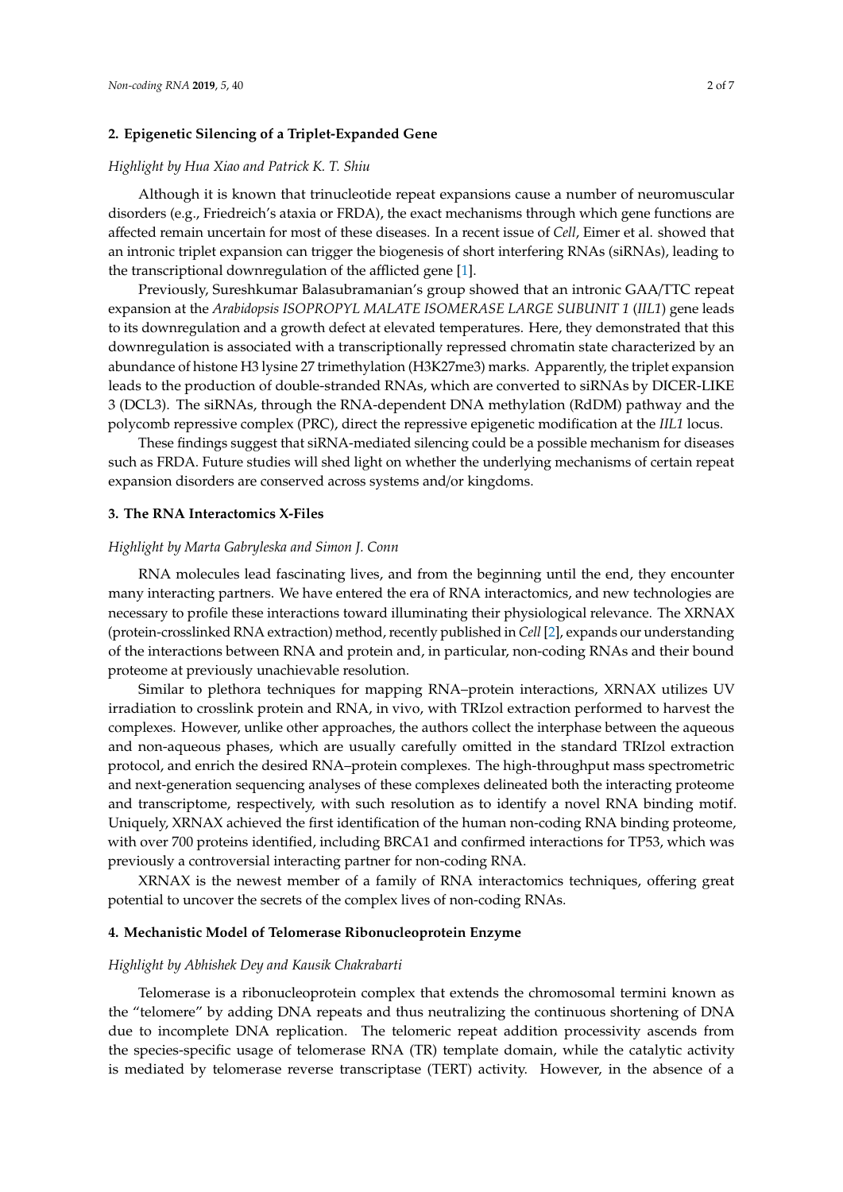## 2. Epigenetic Silencing of a Triplet-Expanded Gene

*Highlight by Hua Xiao and Patrick K. T. Shiu*

Although it is known that trinucleotide repeat expansions cause a number of neuromuscular disorders (e.g., Friedreich's ataxia or FRDA), the exact mechanisms through which gene functions are affected remain uncertain for most of these diseases. In a recent issue of *Cell*, Eimer et al. showed that an intronic triplet expansion can trigger the biogenesis of short interfering RNAs (siRNAs), leading to the transcriptional downregulation of the afflicted gene [1].

Previously, Sureshkumar Balasubramanian's group showed that an intronic GAA/TTC repeat expansion at the *Arabidopsis ISOPROPYL MALATE ISOMERASE LARGE SUBUNIT 1* (*IIL1*) gene leads to its downregulation and a growth defect at elevated temperatures. Here, they demonstrated that this downregulation is associated with a transcriptionally repressed chromatin state characterized by an abundance of histone H3 lysine 27 trimethylation (H3K27me3) marks. Apparently, the triplet expansion leads to the production of double-stranded RNAs, which are converted to siRNAs by DICER-LIKE 3 (DCL3). The siRNAs, through the RNA-dependent DNA methylation (RdDM) pathway and the polycomb repressive complex (PRC), direct the repressive epigenetic modification at the *IIL1* locus.

These findings suggest that siRNA-mediated silencing could be a possible mechanism for diseases such as FRDA. Future studies will shed light on whether the underlying mechanisms of certain repeat expansion disorders are conserved across systems and/or kingdoms.

## 3. The RNA Interactomics X-Files

*Highlight by Marta Gabryleska and Simon J. Conn*

RNA molecules lead fascinating lives, and from the beginning until the end, they encounter many interacting partners. We have entered the era of RNA interactomics, and new technologies are necessary to profile these interactions toward illuminating their physiological relevance. The XRNAX (protein-crosslinked RNA extraction) method, recently published in *Cell* [2], expands our understanding of the interactions between RNA and protein and, in particular, non-coding RNAs and their bound proteome at previously unachievable resolution.

Similar to plethora techniques for mapping RNA–protein interactions, XRNAX utilizes UV irradiation to crosslink protein and RNA, in vivo, with TRIzol extraction performed to harvest the complexes. However, unlike other approaches, the authors collect the interphase between the aqueous and non-aqueous phases, which are usually carefully omitted in the standard TRIzol extraction protocol, and enrich the desired RNA–protein complexes. The high-throughput mass spectrometric and next-generation sequencing analyses of these complexes delineated both the interacting proteome and transcriptome, respectively, with such resolution as to identify a novel RNA binding motif. Uniquely, XRNAX achieved the first identification of the human non-coding RNA binding proteome, with over 700 proteins identified, including BRCA1 and confirmed interactions for TP53, which was previously a controversial interacting partner for non-coding RNA.

XRNAX is the newest member of a family of RNA interactomics techniques, offering great potential to uncover the secrets of the complex lives of non-coding RNAs.

## 4. Mechanistic Model of Telomerase Ribonucleoprotein Enzyme

*Highlight by Abhishek Dey and Kausik Chakrabarti*

Telomerase is a ribonucleoprotein complex that extends the chromosomal termini known as the "telomere" by adding DNA repeats and thus neutralizing the continuous shortening of DNA due to incomplete DNA replication. The telomeric repeat addition processivity ascends from the species-specific usage of telomerase RNA (TR) template domain, while the catalytic activity is mediated by telomerase reverse transcriptase (TERT) activity. However, in the absence of a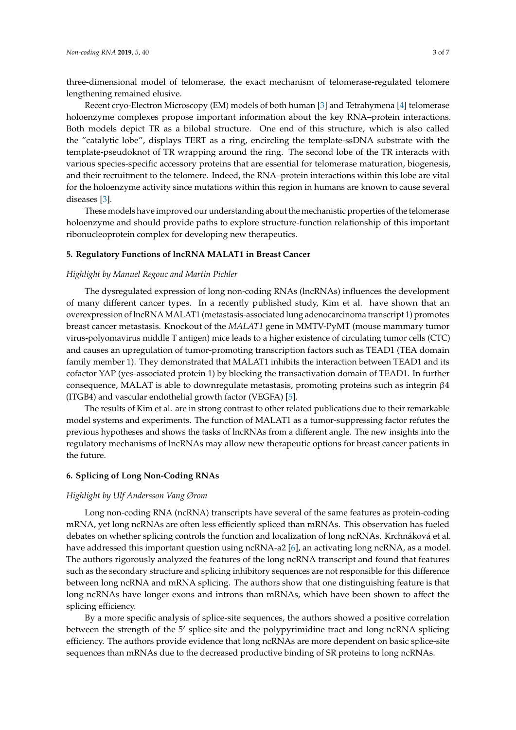three-dimensional model of telomerase, the exact mechanism of telomerase-regulated telomere lengthening remained elusive.

Recent cryo-Electron Microscopy (EM) models of both human [3] and Tetrahymena [4] telomerase holoenzyme complexes propose important information about the key RNA–protein interactions. Both models depict TR as a bilobal structure. One end of this structure, which is also called the "catalytic lobe", displays TERT as a ring, encircling the template-ssDNA substrate with the template-pseudoknot of TR wrapping around the ring. The second lobe of the TR interacts with various species-specific accessory proteins that are essential for telomerase maturation, biogenesis, and their recruitment to the telomere. Indeed, the RNA–protein interactions within this lobe are vital for the holoenzyme activity since mutations within this region in humans are known to cause several diseases [3].

These models have improved our understanding about the mechanistic properties of the telomerase holoenzyme and should provide paths to explore structure-function relationship of this important ribonucleoprotein complex for developing new therapeutics.

## 5. Regulatory Functions of lncRNA MALAT1 in Breast Cancer

*Highlight by Manuel Regouc and Martin Pichler*

The dysregulated expression of long non-coding RNAs (lncRNAs) influences the development of many different cancer types. In a recently published study, Kim et al. have shown that an overexpression of lncRNA MALAT1 (metastasis-associated lung adenocarcinoma transcript 1) promotes breast cancer metastasis. Knockout of the *MALAT1* gene in MMTV-PyMT (mouse mammary tumor virus-polyomavirus middle T antigen) mice leads to a higher existence of circulating tumor cells (CTC) and causes an upregulation of tumor-promoting transcription factors such as TEAD1 (TEA domain family member 1). They demonstrated that MALAT1 inhibits the interaction between TEAD1 and its cofactor YAP (yes-associated protein 1) by blocking the transactivation domain of TEAD1. In further consequence, MALAT is able to downregulate metastasis, promoting proteins such as integrin β4 (ITGB4) and vascular endothelial growth factor (VEGFA) [5].

The results of Kim et al. are in strong contrast to other related publications due to their remarkable model systems and experiments. The function of MALAT1 as a tumor-suppressing factor refutes the previous hypotheses and shows the tasks of lncRNAs from a different angle. The new insights into the regulatory mechanisms of lncRNAs may allow new therapeutic options for breast cancer patients in the future.

## 6. Splicing of Long Non-Coding RNAs

*Highlight by Ulf Andersson Vang Ørom*

Long non-coding RNA (ncRNA) transcripts have several of the same features as protein-coding mRNA, yet long ncRNAs are often less efficiently spliced than mRNAs. This observation has fueled debates on whether splicing controls the function and localization of long ncRNAs. Krchnáková et al. have addressed this important question using ncRNA-a2 [6], an activating long ncRNA, as a model. The authors rigorously analyzed the features of the long ncRNA transcript and found that features such as the secondary structure and splicing inhibitory sequences are not responsible for this difference between long ncRNA and mRNA splicing. The authors show that one distinguishing feature is that long ncRNAs have longer exons and introns than mRNAs, which have been shown to affect the splicing efficiency.

By a more specific analysis of splice-site sequences, the authors showed a positive correlation between the strength of the 5′ splice-site and the polypyrimidine tract and long ncRNA splicing efficiency. The authors provide evidence that long ncRNAs are more dependent on basic splice-site sequences than mRNAs due to the decreased productive binding of SR proteins to long ncRNAs.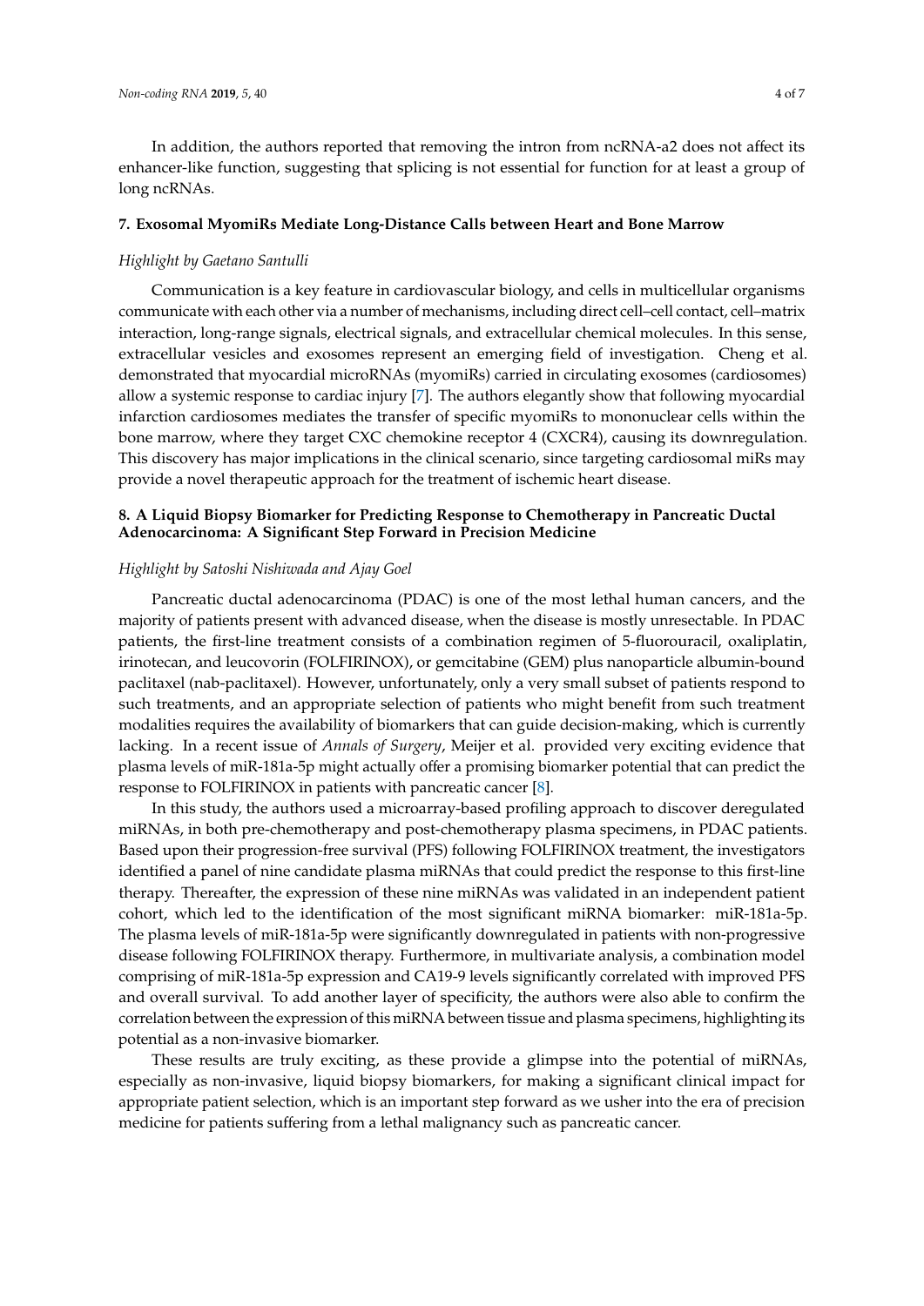In addition, the authors reported that removing the intron from ncRNA-a2 does not affect its enhancer-like function, suggesting that splicing is not essential for function for at least a group of long ncRNAs.

## 7. Exosomal MyomiRs Mediate Long-Distance Calls between Heart and Bone Marrow

*Highlight by Gaetano Santulli*

Communication is a key feature in cardiovascular biology, and cells in multicellular organisms communicate with each other via a number of mechanisms, including direct cell–cell contact, cell–matrix interaction, long-range signals, electrical signals, and extracellular chemical molecules. In this sense, extracellular vesicles and exosomes represent an emerging field of investigation. Cheng et al. demonstrated that myocardial microRNAs (myomiRs) carried in circulating exosomes (cardiosomes) allow a systemic response to cardiac injury [7]. The authors elegantly show that following myocardial infarction cardiosomes mediates the transfer of specific myomiRs to mononuclear cells within the bone marrow, where they target CXC chemokine receptor 4 (CXCR4), causing its downregulation. This discovery has major implications in the clinical scenario, since targeting cardiosomal miRs may provide a novel therapeutic approach for the treatment of ischemic heart disease.

## 8. A Liquid Biopsy Biomarker for Predicting Response to Chemotherapy in Pancreatic Ductal Adenocarcinoma: A Significant Step Forward in Precision Medicine

*Highlight by Satoshi Nishiwada and Ajay Goel*

Pancreatic ductal adenocarcinoma (PDAC) is one of the most lethal human cancers, and the majority of patients present with advanced disease, when the disease is mostly unresectable. In PDAC patients, the first-line treatment consists of a combination regimen of 5-fluorouracil, oxaliplatin, irinotecan, and leucovorin (FOLFIRINOX), or gemcitabine (GEM) plus nanoparticle albumin-bound paclitaxel (nab-paclitaxel). However, unfortunately, only a very small subset of patients respond to such treatments, and an appropriate selection of patients who might benefit from such treatment modalities requires the availability of biomarkers that can guide decision-making, which is currently lacking. In a recent issue of *Annals of Surgery*, Meijer et al. provided very exciting evidence that plasma levels of miR-181a-5p might actually offer a promising biomarker potential that can predict the response to FOLFIRINOX in patients with pancreatic cancer [8].

In this study, the authors used a microarray-based profiling approach to discover deregulated miRNAs, in both pre-chemotherapy and post-chemotherapy plasma specimens, in PDAC patients. Based upon their progression-free survival (PFS) following FOLFIRINOX treatment, the investigators identified a panel of nine candidate plasma miRNAs that could predict the response to this first-line therapy. Thereafter, the expression of these nine miRNAs was validated in an independent patient cohort, which led to the identification of the most significant miRNA biomarker: miR-181a-5p. The plasma levels of miR-181a-5p were significantly downregulated in patients with non-progressive disease following FOLFIRINOX therapy. Furthermore, in multivariate analysis, a combination model comprising of miR-181a-5p expression and CA19-9 levels significantly correlated with improved PFS and overall survival. To add another layer of specificity, the authors were also able to confirm the correlation between the expression of this miRNA between tissue and plasma specimens, highlighting its potential as a non-invasive biomarker.

These results are truly exciting, as these provide a glimpse into the potential of miRNAs, especially as non-invasive, liquid biopsy biomarkers, for making a significant clinical impact for appropriate patient selection, which is an important step forward as we usher into the era of precision medicine for patients suffering from a lethal malignancy such as pancreatic cancer.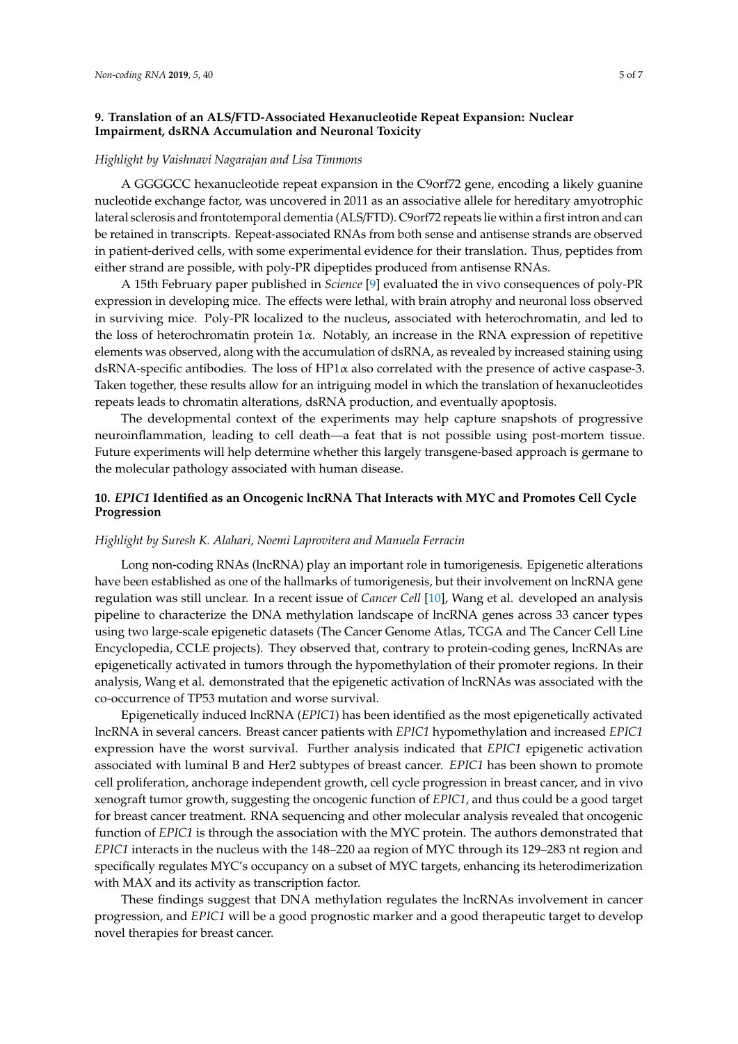## 9. Translation of an ALS/FTD-Associated Hexanucleotide Repeat Expansion: Nuclear Impairment, dsRNA Accumulation and Neuronal Toxicity

*Highlight by Vaishnavi Nagarajan and Lisa Timmons*

A GGGGCC hexanucleotide repeat expansion in the C9orf72 gene, encoding a likely guanine nucleotide exchange factor, was uncovered in 2011 as an associative allele for hereditary amyotrophic lateral sclerosis and frontotemporal dementia (ALS/FTD). C9orf72 repeats lie within a first intron and can be retained in transcripts. Repeat-associated RNAs from both sense and antisense strands are observed in patient-derived cells, with some experimental evidence for their translation. Thus, peptides from either strand are possible, with poly-PR dipeptides produced from antisense RNAs.

A 15th February paper published in *Science* [9] evaluated the in vivo consequences of poly-PR expression in developing mice. The effects were lethal, with brain atrophy and neuronal loss observed in surviving mice. Poly-PR localized to the nucleus, associated with heterochromatin, and led to the loss of heterochromatin protein 1α. Notably, an increase in the RNA expression of repetitive elements was observed, along with the accumulation of dsRNA, as revealed by increased staining using dsRNA-specific antibodies. The loss of HP1α also correlated with the presence of active caspase-3. Taken together, these results allow for an intriguing model in which the translation of hexanucleotides repeats leads to chromatin alterations, dsRNA production, and eventually apoptosis.

The developmental context of the experiments may help capture snapshots of progressive neuroinflammation, leading to cell death—a feat that is not possible using post-mortem tissue. Future experiments will help determine whether this largely transgene-based approach is germane to the molecular pathology associated with human disease.

## 10. *EPIC1* Identified as an Oncogenic lncRNA That Interacts with MYC and Promotes Cell Cycle Progression

*Highlight by Suresh K. Alahari, Noemi Laprovitera and Manuela Ferracin*

Long non-coding RNAs (lncRNA) play an important role in tumorigenesis. Epigenetic alterations have been established as one of the hallmarks of tumorigenesis, but their involvement on lncRNA gene regulation was still unclear. In a recent issue of *Cancer Cell* [10], Wang et al. developed an analysis pipeline to characterize the DNA methylation landscape of lncRNA genes across 33 cancer types using two large-scale epigenetic datasets (The Cancer Genome Atlas, TCGA and The Cancer Cell Line Encyclopedia, CCLE projects). They observed that, contrary to protein-coding genes, lncRNAs are epigenetically activated in tumors through the hypomethylation of their promoter regions. In their analysis, Wang et al. demonstrated that the epigenetic activation of lncRNAs was associated with the co-occurrence of TP53 mutation and worse survival.

Epigenetically induced lncRNA (*EPIC1*) has been identified as the most epigenetically activated lncRNA in several cancers. Breast cancer patients with *EPIC1* hypomethylation and increased *EPIC1* expression have the worst survival. Further analysis indicated that *EPIC1* epigenetic activation associated with luminal B and Her2 subtypes of breast cancer. *EPIC1* has been shown to promote cell proliferation, anchorage independent growth, cell cycle progression in breast cancer, and in vivo xenograft tumor growth, suggesting the oncogenic function of *EPIC1*, and thus could be a good target for breast cancer treatment. RNA sequencing and other molecular analysis revealed that oncogenic function of *EPIC1* is through the association with the MYC protein. The authors demonstrated that *EPIC1* interacts in the nucleus with the 148–220 aa region of MYC through its 129–283 nt region and specifically regulates MYC's occupancy on a subset of MYC targets, enhancing its heterodimerization with MAX and its activity as transcription factor.

These findings suggest that DNA methylation regulates the lncRNAs involvement in cancer progression, and *EPIC1* will be a good prognostic marker and a good therapeutic target to develop novel therapies for breast cancer.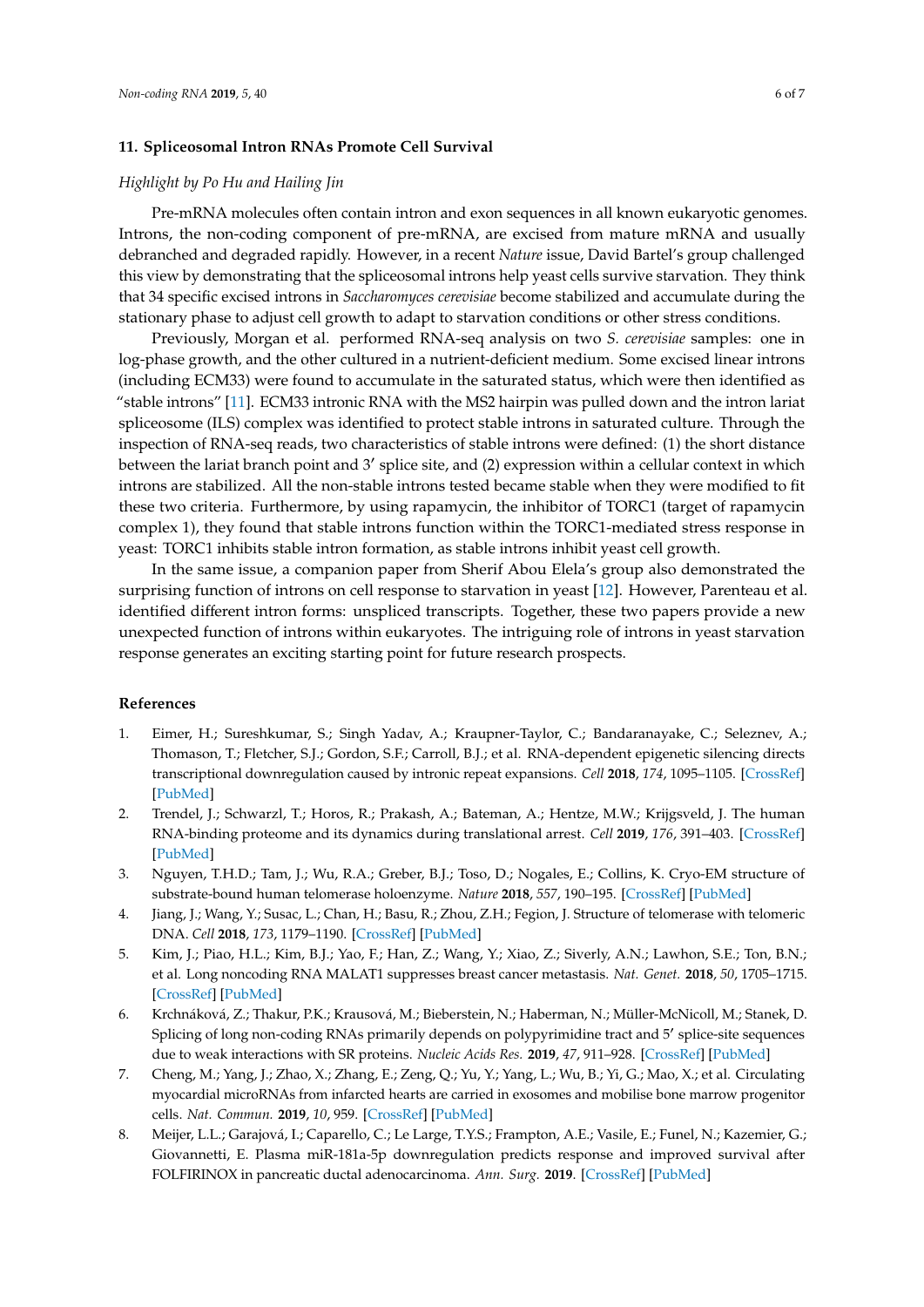## 11. Spliceosomal Intron RNAs Promote Cell Survival

*Highlight by Po Hu and Hailing Jin*

Pre-mRNA molecules often contain intron and exon sequences in all known eukaryotic genomes. Introns, the non-coding component of pre-mRNA, are excised from mature mRNA and usually debranched and degraded rapidly. However, in a recent *Nature* issue, David Bartel's group challenged this view by demonstrating that the spliceosomal introns help yeast cells survive starvation. They think that 34 specific excised introns in *Saccharomyces cerevisiae* become stabilized and accumulate during the stationary phase to adjust cell growth to adapt to starvation conditions or other stress conditions.

Previously, Morgan et al. performed RNA-seq analysis on two *S. cerevisiae* samples: one in log-phase growth, and the other cultured in a nutrient-deficient medium. Some excised linear introns (including ECM33) were found to accumulate in the saturated status, which were then identified as "stable introns" [11]. ECM33 intronic RNA with the MS2 hairpin was pulled down and the intron lariat spliceosome (ILS) complex was identified to protect stable introns in saturated culture. Through the inspection of RNA-seq reads, two characteristics of stable introns were defined: (1) the short distance between the lariat branch point and 3′ splice site, and (2) expression within a cellular context in which introns are stabilized. All the non-stable introns tested became stable when they were modified to fit these two criteria. Furthermore, by using rapamycin, the inhibitor of TORC1 (target of rapamycin complex 1), they found that stable introns function within the TORC1-mediated stress response in yeast: TORC1 inhibits stable intron formation, as stable introns inhibit yeast cell growth.

In the same issue, a companion paper from Sherif Abou Elela's group also demonstrated the surprising function of introns on cell response to starvation in yeast [12]. However, Parenteau et al. identified different intron forms: unspliced transcripts. Together, these two papers provide a new unexpected function of introns within eukaryotes. The intriguing role of introns in yeast starvation response generates an exciting starting point for future research prospects.

## References

1. Eimer, H.; Sureshkumar, S.; Singh Yadav, A.; Kraupner-Taylor, C.; Bandaranayake, C.; Seleznev, A.; Thomason, T.; Fletcher, S.J.; Gordon, S.F.; Carroll, B.J.; et al. RNA-dependent epigenetic silencing directs transcriptional downregulation caused by intronic repeat expansions. *Cell* **2018**, *174*, 1095–1105. [CrossRef] [PubMed]
2. Trendel, J.; Schwarzl, T.; Horos, R.; Prakash, A.; Bateman, A.; Hentze, M.W.; Krijgsveld, J. The human RNA-binding proteome and its dynamics during translational arrest. *Cell* **2019**, *176*, 391–403. [CrossRef] [PubMed]
3. Nguyen, T.H.D.; Tam, J.; Wu, R.A.; Greber, B.J.; Toso, D.; Nogales, E.; Collins, K. Cryo-EM structure of substrate-bound human telomerase holoenzyme. *Nature* **2018**, *557*, 190–195. [CrossRef] [PubMed]
4. Jiang, J.; Wang, Y.; Susac, L.; Chan, H.; Basu, R.; Zhou, Z.H.; Fegion, J. Structure of telomerase with telomeric DNA. *Cell* **2018**, *173*, 1179–1190. [CrossRef] [PubMed]
5. Kim, J.; Piao, H.L.; Kim, B.J.; Yao, F.; Han, Z.; Wang, Y.; Xiao, Z.; Siverly, A.N.; Lawhon, S.E.; Ton, B.N.; et al. Long noncoding RNA MALAT1 suppresses breast cancer metastasis. *Nat. Genet.* **2018**, *50*, 1705–1715. [CrossRef] [PubMed]
6. Krchňáková, Z.; Thakur, P.K.; Krausová, M.; Bieberstein, N.; Haberman, N.; Müller-McNicoll, M.; Stanek, D. Splicing of long non-coding RNAs primarily depends on polypyrimidine tract and 5′ splice-site sequences due to weak interactions with SR proteins. *Nucleic Acids Res.* **2019**, *47*, 911–928. [CrossRef] [PubMed]
7. Cheng, M.; Yang, J.; Zhao, X.; Zhang, E.; Zeng, Q.; Yu, Y.; Yang, L.; Wu, B.; Yi, G.; Mao, X.; et al. Circulating myocardial microRNAs from infarcted hearts are carried in exosomes and mobilise bone marrow progenitor cells. *Nat. Commun.* **2019**, *10*, 959. [CrossRef] [PubMed]
8. Meijer, L.L.; Garajová, I.; Caparello, C.; Le Large, T.Y.S.; Frampton, A.E.; Vasile, E.; Funel, N.; Kazemier, G.; Giovannetti, E. Plasma miR-181a-5p downregulation predicts response and improved survival after FOLFIRINOX in pancreatic ductal adenocarcinoma. *Ann. Surg.* **2019**. [CrossRef] [PubMed]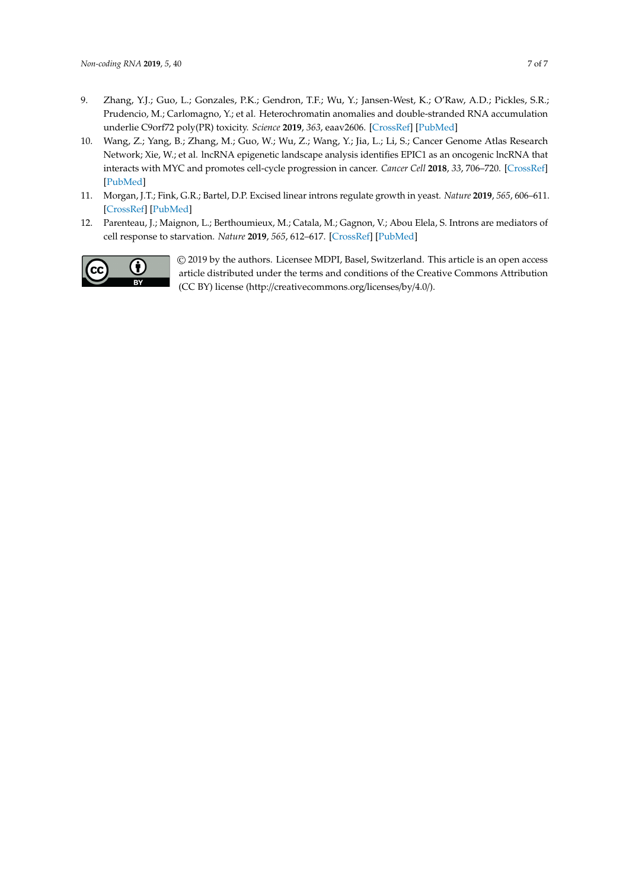9. Zhang, Y.J.; Guo, L.; Gonzales, P.K.; Gendron, T.F.; Wu, Y.; Jansen-West, K.; O'Raw, A.D.; Pickles, S.R.; Prudencio, M.; Carlomagno, Y.; et al. Heterochromatin anomalies and double-stranded RNA accumulation underlie C9orf72 poly(PR) toxicity. *Science* **2019**, *363*, eaav2606. [CrossRef] [PubMed]
10. Wang, Z.; Yang, B.; Zhang, M.; Guo, W.; Wu, Z.; Wang, Y.; Jia, L.; Li, S.; Cancer Genome Atlas Research Network; Xie, W.; et al. lncRNA epigenetic landscape analysis identifies EPIC1 as an oncogenic lncRNA that interacts with MYC and promotes cell-cycle progression in cancer. *Cancer Cell* **2018**, *33*, 706–720. [CrossRef] [PubMed]
11. Morgan, J.T.; Fink, G.R.; Bartel, D.P. Excised linear introns regulate growth in yeast. *Nature* **2019**, *565*, 606–611. [CrossRef] [PubMed]
12. Parenteau, J.; Maignon, L.; Berthoumieux, M.; Catala, M.; Gagnon, V.; Abou Elela, S. Introns are mediators of cell response to starvation. *Nature* **2019**, *565*, 612–617. [CrossRef] [PubMed]

© 2019 by the authors. Licensee MDPI, Basel, Switzerland. This article is an open access article distributed under the terms and conditions of the Creative Commons Attribution (CC BY) license (http://creativecommons.org/licenses/by/4.0/).